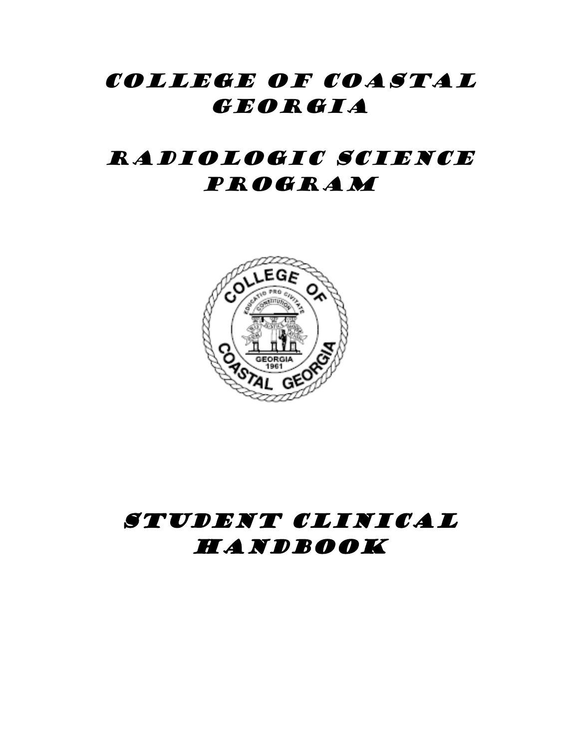# College of Coastal Georgia

# Radiologic Science Program

# Student Clinical Handbook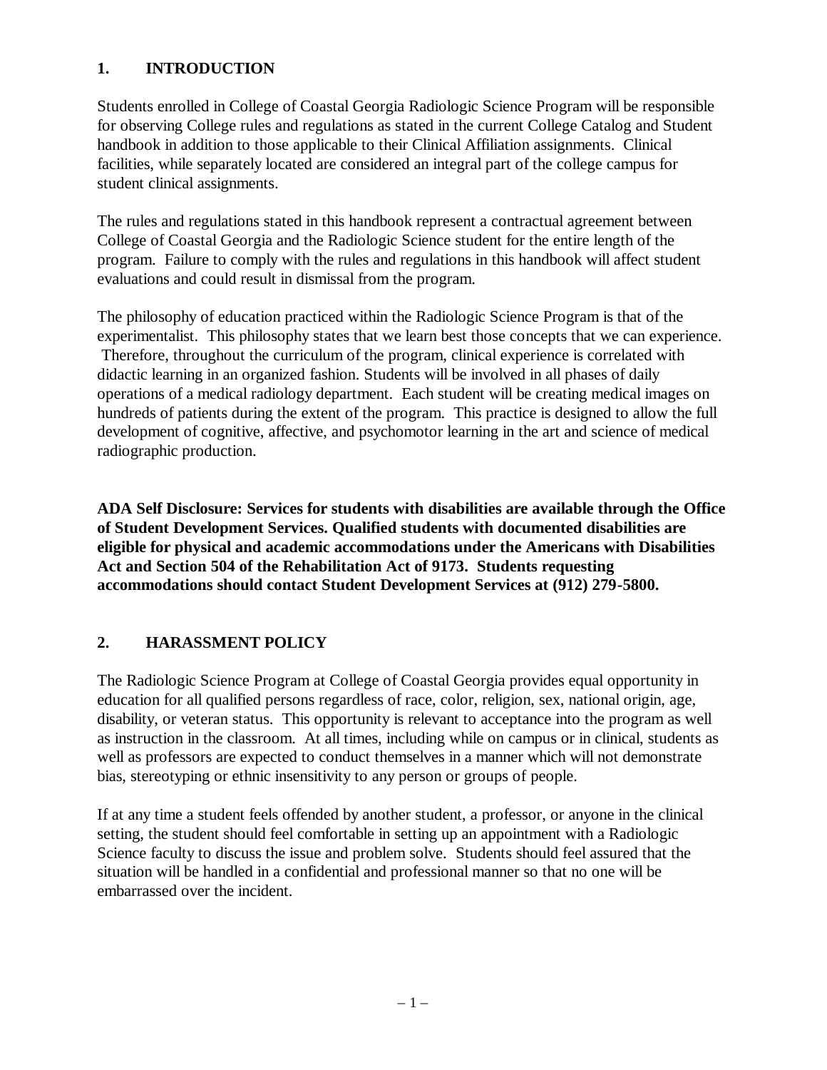## 1. INTRODUCTION

Students enrolled in College of Coastal Georgia Radiologic Science Program will be responsible for observing College rules and regulations as stated in the current College Catalog and Student handbook in addition to those applicable to their Clinical Affiliation assignments. Clinical facilities, while separately located are considered an integral part of the college campus for student clinical assignments.

The rules and regulations stated in this handbook represent a contractual agreement between College of Coastal Georgia and the Radiologic Science student for the entire length of the program. Failure to comply with the rules and regulations in this handbook will affect student evaluations and could result in dismissal from the program.

The philosophy of education practiced within the Radiologic Science Program is that of the experimentalist. This philosophy states that we learn best those concepts that we can experience. Therefore, throughout the curriculum of the program, clinical experience is correlated with didactic learning in an organized fashion. Students will be involved in all phases of daily operations of a medical radiology department. Each student will be creating medical images on hundreds of patients during the extent of the program. This practice is designed to allow the full development of cognitive, affective, and psychomotor learning in the art and science of medical radiographic production.

**ADA Self Disclosure: Services for students with disabilities are available through the Office of Student Development Services. Qualified students with documented disabilities are eligible for physical and academic accommodations under the Americans with Disabilities Act and Section 504 of the Rehabilitation Act of 9173. Students requesting accommodations should contact Student Development Services at (912) 279-5800.**

## 2. HARASSMENT POLICY

The Radiologic Science Program at College of Coastal Georgia provides equal opportunity in education for all qualified persons regardless of race, color, religion, sex, national origin, age, disability, or veteran status. This opportunity is relevant to acceptance into the program as well as instruction in the classroom. At all times, including while on campus or in clinical, students as well as professors are expected to conduct themselves in a manner which will not demonstrate bias, stereotyping or ethnic insensitivity to any person or groups of people.

If at any time a student feels offended by another student, a professor, or anyone in the clinical setting, the student should feel comfortable in setting up an appointment with a Radiologic Science faculty to discuss the issue and problem solve. Students should feel assured that the situation will be handled in a confidential and professional manner so that no one will be embarrassed over the incident.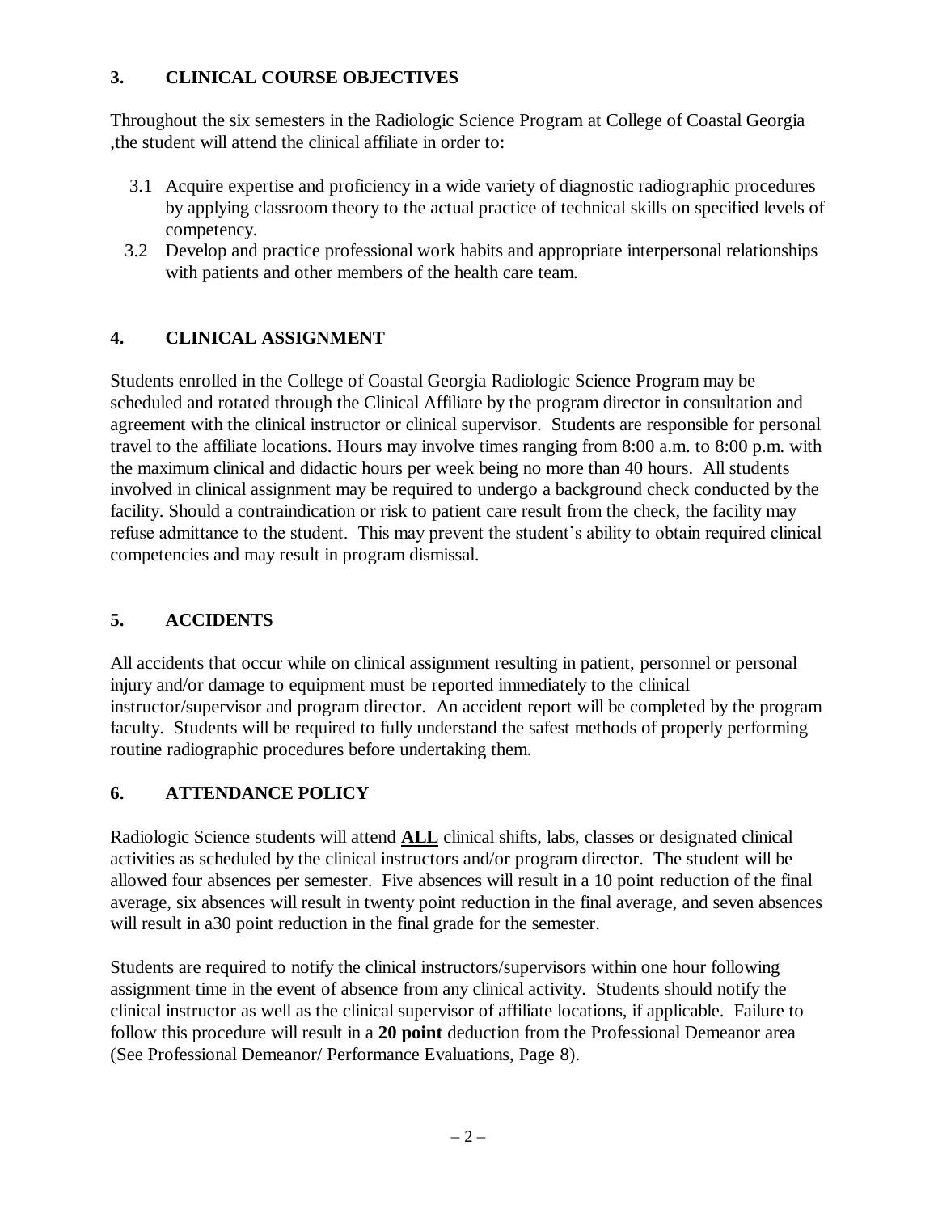## 3. CLINICAL COURSE OBJECTIVES

Throughout the six semesters in the Radiologic Science Program at College of Coastal Georgia ,the student will attend the clinical affiliate in order to:

3.1 Acquire expertise and proficiency in a wide variety of diagnostic radiographic procedures by applying classroom theory to the actual practice of technical skills on specified levels of competency.

3.2 Develop and practice professional work habits and appropriate interpersonal relationships with patients and other members of the health care team.

## 4. CLINICAL ASSIGNMENT

Students enrolled in the College of Coastal Georgia Radiologic Science Program may be scheduled and rotated through the Clinical Affiliate by the program director in consultation and agreement with the clinical instructor or clinical supervisor. Students are responsible for personal travel to the affiliate locations. Hours may involve times ranging from 8:00 a.m. to 8:00 p.m. with the maximum clinical and didactic hours per week being no more than 40 hours. All students involved in clinical assignment may be required to undergo a background check conducted by the facility. Should a contraindication or risk to patient care result from the check, the facility may refuse admittance to the student. This may prevent the student's ability to obtain required clinical competencies and may result in program dismissal.

## 5. ACCIDENTS

All accidents that occur while on clinical assignment resulting in patient, personnel or personal injury and/or damage to equipment must be reported immediately to the clinical instructor/supervisor and program director. An accident report will be completed by the program faculty. Students will be required to fully understand the safest methods of properly performing routine radiographic procedures before undertaking them.

## 6. ATTENDANCE POLICY

Radiologic Science students will attend **ALL** clinical shifts, labs, classes or designated clinical activities as scheduled by the clinical instructors and/or program director. The student will be allowed four absences per semester. Five absences will result in a 10 point reduction of the final average, six absences will result in twenty point reduction in the final average, and seven absences will result in a30 point reduction in the final grade for the semester.

Students are required to notify the clinical instructors/supervisors within one hour following assignment time in the event of absence from any clinical activity. Students should notify the clinical instructor as well as the clinical supervisor of affiliate locations, if applicable. Failure to follow this procedure will result in a **20 point** deduction from the Professional Demeanor area (See Professional Demeanor/ Performance Evaluations, Page 8).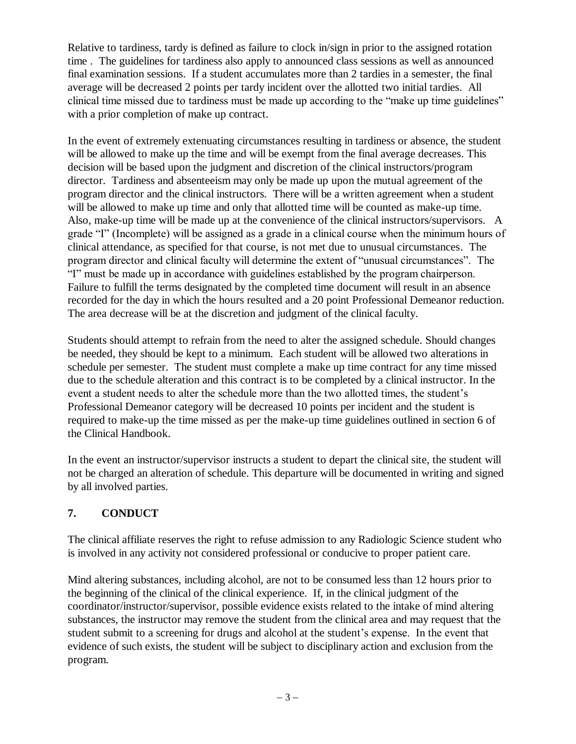Relative to tardiness, tardy is defined as failure to clock in/sign in prior to the assigned rotation time . The guidelines for tardiness also apply to announced class sessions as well as announced final examination sessions. If a student accumulates more than 2 tardies in a semester, the final average will be decreased 2 points per tardy incident over the allotted two initial tardies. All clinical time missed due to tardiness must be made up according to the "make up time guidelines" with a prior completion of make up contract.

In the event of extremely extenuating circumstances resulting in tardiness or absence, the student will be allowed to make up the time and will be exempt from the final average decreases. This decision will be based upon the judgment and discretion of the clinical instructors/program director. Tardiness and absenteeism may only be made up upon the mutual agreement of the program director and the clinical instructors. There will be a written agreement when a student will be allowed to make up time and only that allotted time will be counted as make-up time. Also, make-up time will be made up at the convenience of the clinical instructors/supervisors. A grade "I" (Incomplete) will be assigned as a grade in a clinical course when the minimum hours of clinical attendance, as specified for that course, is not met due to unusual circumstances. The program director and clinical faculty will determine the extent of "unusual circumstances". The "I" must be made up in accordance with guidelines established by the program chairperson. Failure to fulfill the terms designated by the completed time document will result in an absence recorded for the day in which the hours resulted and a 20 point Professional Demeanor reduction. The area decrease will be at the discretion and judgment of the clinical faculty.

Students should attempt to refrain from the need to alter the assigned schedule. Should changes be needed, they should be kept to a minimum. Each student will be allowed two alterations in schedule per semester. The student must complete a make up time contract for any time missed due to the schedule alteration and this contract is to be completed by a clinical instructor. In the event a student needs to alter the schedule more than the two allotted times, the student's Professional Demeanor category will be decreased 10 points per incident and the student is required to make-up the time missed as per the make-up time guidelines outlined in section 6 of the Clinical Handbook.

In the event an instructor/supervisor instructs a student to depart the clinical site, the student will not be charged an alteration of schedule. This departure will be documented in writing and signed by all involved parties.

## 7. CONDUCT

The clinical affiliate reserves the right to refuse admission to any Radiologic Science student who is involved in any activity not considered professional or conducive to proper patient care.

Mind altering substances, including alcohol, are not to be consumed less than 12 hours prior to the beginning of the clinical of the clinical experience. If, in the clinical judgment of the coordinator/instructor/supervisor, possible evidence exists related to the intake of mind altering substances, the instructor may remove the student from the clinical area and may request that the student submit to a screening for drugs and alcohol at the student's expense. In the event that evidence of such exists, the student will be subject to disciplinary action and exclusion from the program.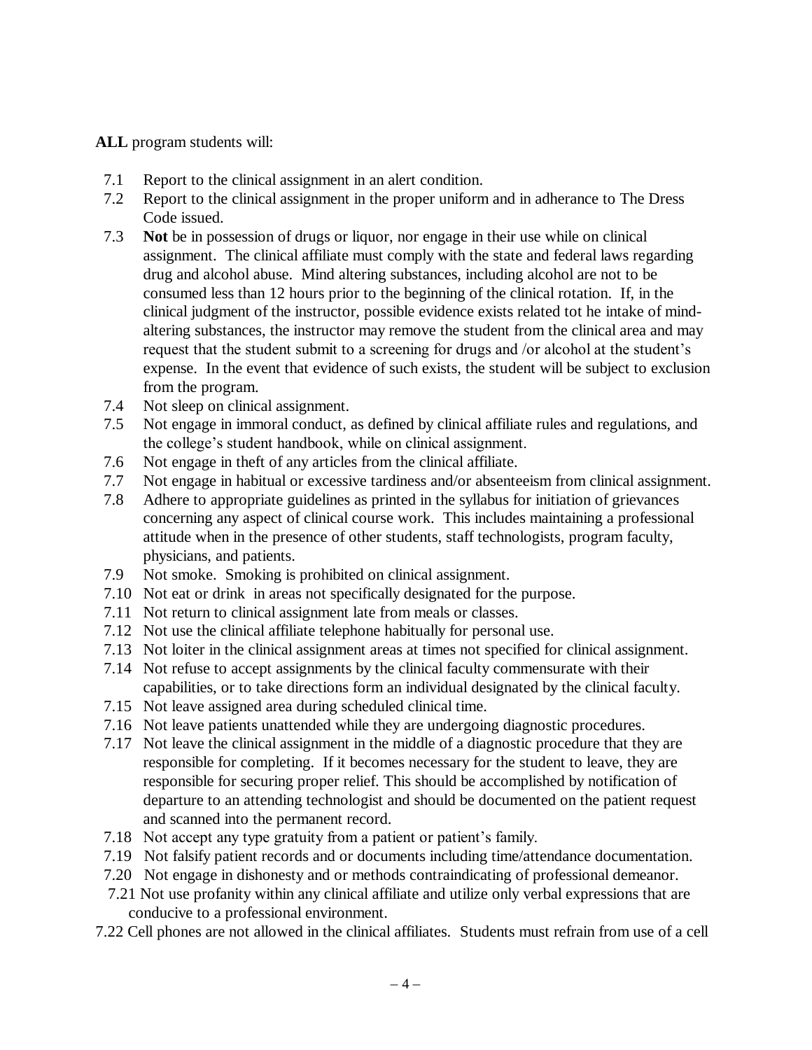**ALL** program students will:

- 7.1 Report to the clinical assignment in an alert condition.
- 7.2 Report to the clinical assignment in the proper uniform and in adherance to The Dress Code issued.
- 7.3 **Not** be in possession of drugs or liquor, nor engage in their use while on clinical assignment. The clinical affiliate must comply with the state and federal laws regarding drug and alcohol abuse. Mind altering substances, including alcohol are not to be consumed less than 12 hours prior to the beginning of the clinical rotation. If, in the clinical judgment of the instructor, possible evidence exists related tot he intake of mind-altering substances, the instructor may remove the student from the clinical area and may request that the student submit to a screening for drugs and /or alcohol at the student's expense. In the event that evidence of such exists, the student will be subject to exclusion from the program.
- 7.4 Not sleep on clinical assignment.
- 7.5 Not engage in immoral conduct, as defined by clinical affiliate rules and regulations, and the college's student handbook, while on clinical assignment.
- 7.6 Not engage in theft of any articles from the clinical affiliate.
- 7.7 Not engage in habitual or excessive tardiness and/or absenteeism from clinical assignment.
- 7.8 Adhere to appropriate guidelines as printed in the syllabus for initiation of grievances concerning any aspect of clinical course work. This includes maintaining a professional attitude when in the presence of other students, staff technologists, program faculty, physicians, and patients.
- 7.9 Not smoke. Smoking is prohibited on clinical assignment.
- 7.10 Not eat or drink in areas not specifically designated for the purpose.
- 7.11 Not return to clinical assignment late from meals or classes.
- 7.12 Not use the clinical affiliate telephone habitually for personal use.
- 7.13 Not loiter in the clinical assignment areas at times not specified for clinical assignment.
- 7.14 Not refuse to accept assignments by the clinical faculty commensurate with their capabilities, or to take directions form an individual designated by the clinical faculty.
- 7.15 Not leave assigned area during scheduled clinical time.
- 7.16 Not leave patients unattended while they are undergoing diagnostic procedures.
- 7.17 Not leave the clinical assignment in the middle of a diagnostic procedure that they are responsible for completing. If it becomes necessary for the student to leave, they are responsible for securing proper relief. This should be accomplished by notification of departure to an attending technologist and should be documented on the patient request and scanned into the permanent record.
- 7.18 Not accept any type gratuity from a patient or patient's family.
- 7.19 Not falsify patient records and or documents including time/attendance documentation.
- 7.20 Not engage in dishonesty and or methods contraindicating of professional demeanor.
- 7.21 Not use profanity within any clinical affiliate and utilize only verbal expressions that are conducive to a professional environment.
- 7.22 Cell phones are not allowed in the clinical affiliates. Students must refrain from use of a cell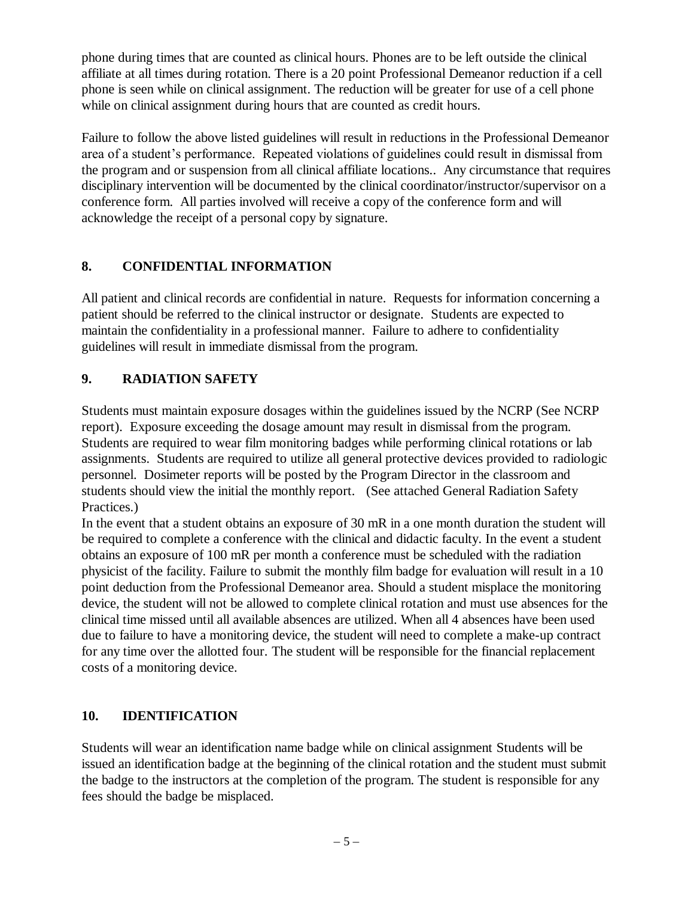phone during times that are counted as clinical hours. Phones are to be left outside the clinical affiliate at all times during rotation. There is a 20 point Professional Demeanor reduction if a cell phone is seen while on clinical assignment. The reduction will be greater for use of a cell phone while on clinical assignment during hours that are counted as credit hours.

Failure to follow the above listed guidelines will result in reductions in the Professional Demeanor area of a student's performance. Repeated violations of guidelines could result in dismissal from the program and or suspension from all clinical affiliate locations.. Any circumstance that requires disciplinary intervention will be documented by the clinical coordinator/instructor/supervisor on a conference form. All parties involved will receive a copy of the conference form and will acknowledge the receipt of a personal copy by signature.

## 8. CONFIDENTIAL INFORMATION

All patient and clinical records are confidential in nature. Requests for information concerning a patient should be referred to the clinical instructor or designate. Students are expected to maintain the confidentiality in a professional manner. Failure to adhere to confidentiality guidelines will result in immediate dismissal from the program.

## 9. RADIATION SAFETY

Students must maintain exposure dosages within the guidelines issued by the NCRP (See NCRP report). Exposure exceeding the dosage amount may result in dismissal from the program. Students are required to wear film monitoring badges while performing clinical rotations or lab assignments. Students are required to utilize all general protective devices provided to radiologic personnel. Dosimeter reports will be posted by the Program Director in the classroom and students should view the initial the monthly report. (See attached General Radiation Safety Practices.)

In the event that a student obtains an exposure of 30 mR in a one month duration the student will be required to complete a conference with the clinical and didactic faculty. In the event a student obtains an exposure of 100 mR per month a conference must be scheduled with the radiation physicist of the facility. Failure to submit the monthly film badge for evaluation will result in a 10 point deduction from the Professional Demeanor area. Should a student misplace the monitoring device, the student will not be allowed to complete clinical rotation and must use absences for the clinical time missed until all available absences are utilized. When all 4 absences have been used due to failure to have a monitoring device, the student will need to complete a make-up contract for any time over the allotted four. The student will be responsible for the financial replacement costs of a monitoring device.

## 10. IDENTIFICATION

Students will wear an identification name badge while on clinical assignment Students will be issued an identification badge at the beginning of the clinical rotation and the student must submit the badge to the instructors at the completion of the program. The student is responsible for any fees should the badge be misplaced.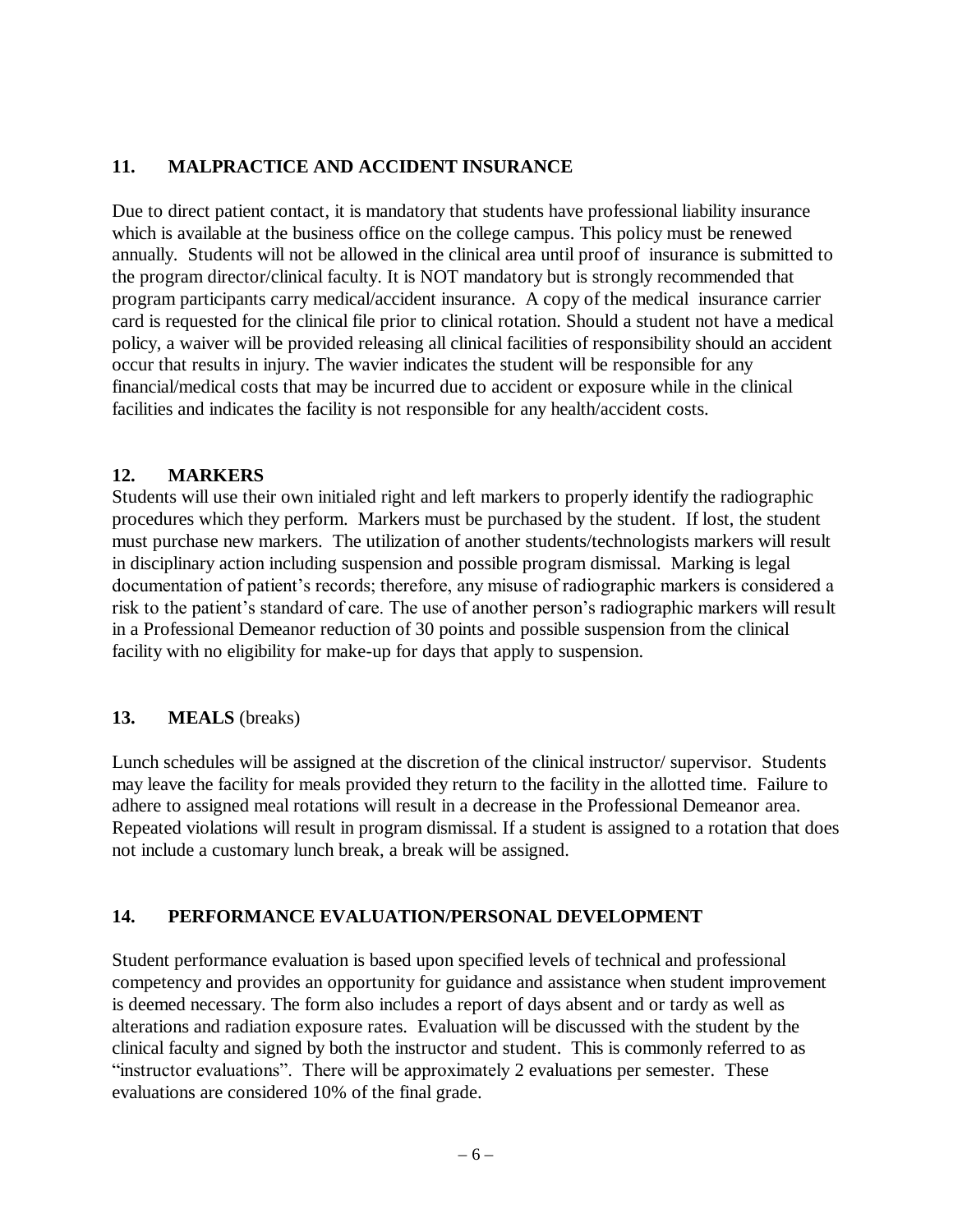## 11. MALPRACTICE AND ACCIDENT INSURANCE

Due to direct patient contact, it is mandatory that students have professional liability insurance which is available at the business office on the college campus. This policy must be renewed annually. Students will not be allowed in the clinical area until proof of insurance is submitted to the program director/clinical faculty. It is NOT mandatory but is strongly recommended that program participants carry medical/accident insurance. A copy of the medical insurance carrier card is requested for the clinical file prior to clinical rotation. Should a student not have a medical policy, a waiver will be provided releasing all clinical facilities of responsibility should an accident occur that results in injury. The wavier indicates the student will be responsible for any financial/medical costs that may be incurred due to accident or exposure while in the clinical facilities and indicates the facility is not responsible for any health/accident costs.

## 12. MARKERS

Students will use their own initialed right and left markers to properly identify the radiographic procedures which they perform. Markers must be purchased by the student. If lost, the student must purchase new markers. The utilization of another students/technologists markers will result in disciplinary action including suspension and possible program dismissal. Marking is legal documentation of patient's records; therefore, any misuse of radiographic markers is considered a risk to the patient's standard of care. The use of another person's radiographic markers will result in a Professional Demeanor reduction of 30 points and possible suspension from the clinical facility with no eligibility for make-up for days that apply to suspension.

## 13. MEALS (breaks)

Lunch schedules will be assigned at the discretion of the clinical instructor/ supervisor. Students may leave the facility for meals provided they return to the facility in the allotted time. Failure to adhere to assigned meal rotations will result in a decrease in the Professional Demeanor area. Repeated violations will result in program dismissal. If a student is assigned to a rotation that does not include a customary lunch break, a break will be assigned.

## 14. PERFORMANCE EVALUATION/PERSONAL DEVELOPMENT

Student performance evaluation is based upon specified levels of technical and professional competency and provides an opportunity for guidance and assistance when student improvement is deemed necessary. The form also includes a report of days absent and or tardy as well as alterations and radiation exposure rates. Evaluation will be discussed with the student by the clinical faculty and signed by both the instructor and student. This is commonly referred to as "instructor evaluations". There will be approximately 2 evaluations per semester. These evaluations are considered 10% of the final grade.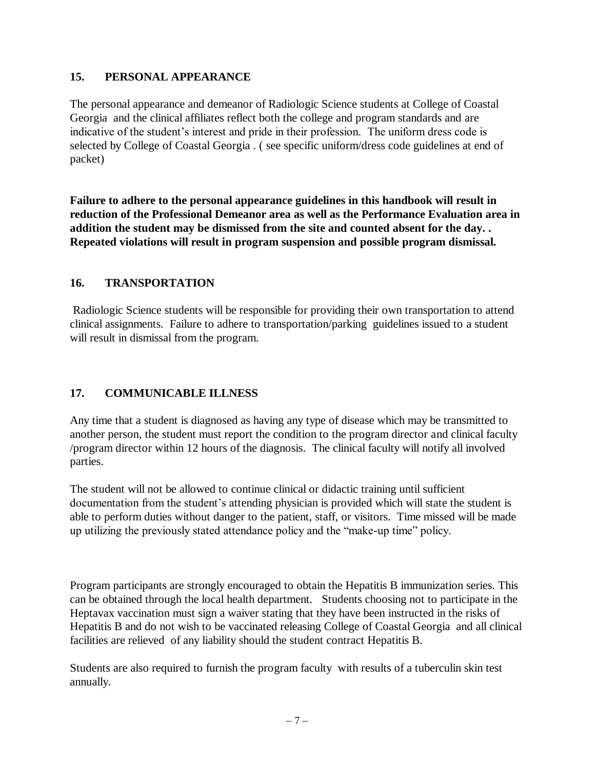## 15. PERSONAL APPEARANCE

The personal appearance and demeanor of Radiologic Science students at College of Coastal Georgia and the clinical affiliates reflect both the college and program standards and are indicative of the student's interest and pride in their profession. The uniform dress code is selected by College of Coastal Georgia . ( see specific uniform/dress code guidelines at end of packet)

**Failure to adhere to the personal appearance guidelines in this handbook will result in reduction of the Professional Demeanor area as well as the Performance Evaluation area in addition the student may be dismissed from the site and counted absent for the day. . Repeated violations will result in program suspension and possible program dismissal.**

## 16. TRANSPORTATION

Radiologic Science students will be responsible for providing their own transportation to attend clinical assignments. Failure to adhere to transportation/parking guidelines issued to a student will result in dismissal from the program.

## 17. COMMUNICABLE ILLNESS

Any time that a student is diagnosed as having any type of disease which may be transmitted to another person, the student must report the condition to the program director and clinical faculty /program director within 12 hours of the diagnosis. The clinical faculty will notify all involved parties.

The student will not be allowed to continue clinical or didactic training until sufficient documentation from the student's attending physician is provided which will state the student is able to perform duties without danger to the patient, staff, or visitors. Time missed will be made up utilizing the previously stated attendance policy and the "make-up time" policy.

Program participants are strongly encouraged to obtain the Hepatitis B immunization series. This can be obtained through the local health department. Students choosing not to participate in the Heptavax vaccination must sign a waiver stating that they have been instructed in the risks of Hepatitis B and do not wish to be vaccinated releasing College of Coastal Georgia and all clinical facilities are relieved of any liability should the student contract Hepatitis B.

Students are also required to furnish the program faculty with results of a tuberculin skin test annually.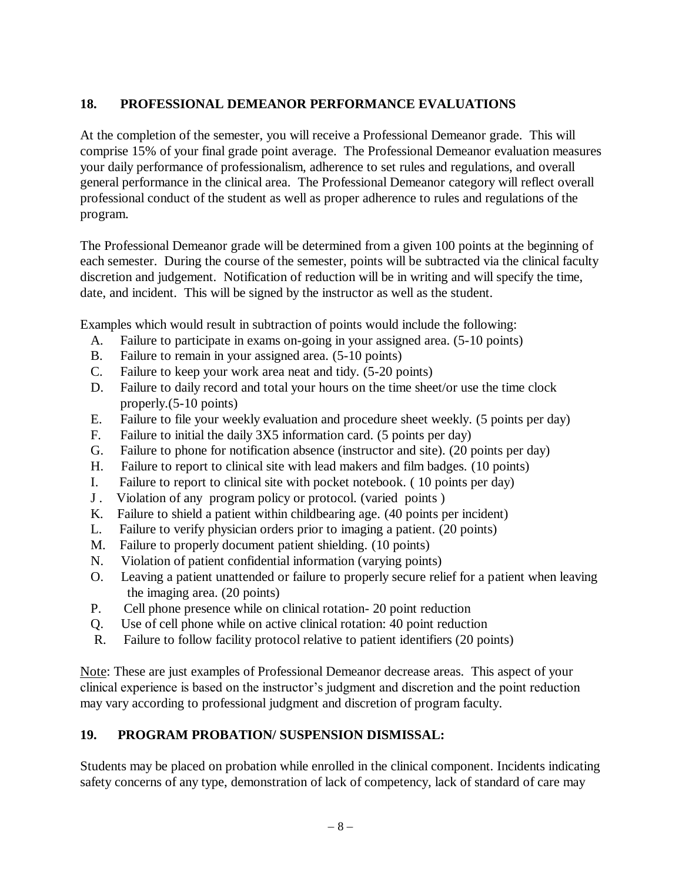## 18. PROFESSIONAL DEMEANOR PERFORMANCE EVALUATIONS

At the completion of the semester, you will receive a Professional Demeanor grade. This will comprise 15% of your final grade point average. The Professional Demeanor evaluation measures your daily performance of professionalism, adherence to set rules and regulations, and overall general performance in the clinical area. The Professional Demeanor category will reflect overall professional conduct of the student as well as proper adherence to rules and regulations of the program.

The Professional Demeanor grade will be determined from a given 100 points at the beginning of each semester. During the course of the semester, points will be subtracted via the clinical faculty discretion and judgement. Notification of reduction will be in writing and will specify the time, date, and incident. This will be signed by the instructor as well as the student.

Examples which would result in subtraction of points would include the following:

A. Failure to participate in exams on-going in your assigned area. (5-10 points)
B. Failure to remain in your assigned area. (5-10 points)
C. Failure to keep your work area neat and tidy. (5-20 points)
D. Failure to daily record and total your hours on the time sheet/or use the time clock properly.(5-10 points)
E. Failure to file your weekly evaluation and procedure sheet weekly. (5 points per day)
F. Failure to initial the daily 3X5 information card. (5 points per day)
G. Failure to phone for notification absence (instructor and site). (20 points per day)
H. Failure to report to clinical site with lead makers and film badges. (10 points)
I. Failure to report to clinical site with pocket notebook. ( 10 points per day)
J . Violation of any program policy or protocol. (varied points )
K. Failure to shield a patient within childbearing age. (40 points per incident)
L. Failure to verify physician orders prior to imaging a patient. (20 points)
M. Failure to properly document patient shielding. (10 points)
N. Violation of patient confidential information (varying points)
O. Leaving a patient unattended or failure to properly secure relief for a patient when leaving the imaging area. (20 points)
P. Cell phone presence while on clinical rotation- 20 point reduction
Q. Use of cell phone while on active clinical rotation: 40 point reduction
R. Failure to follow facility protocol relative to patient identifiers (20 points)

Note: These are just examples of Professional Demeanor decrease areas. This aspect of your clinical experience is based on the instructor's judgment and discretion and the point reduction may vary according to professional judgment and discretion of program faculty.

## 19. PROGRAM PROBATION/ SUSPENSION DISMISSAL:

Students may be placed on probation while enrolled in the clinical component. Incidents indicating safety concerns of any type, demonstration of lack of competency, lack of standard of care may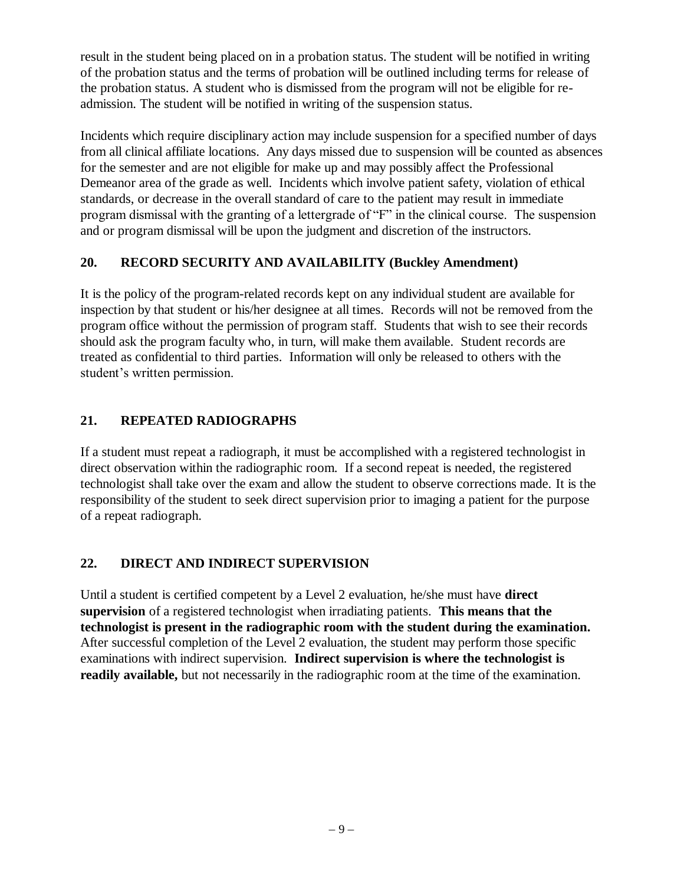result in the student being placed on in a probation status. The student will be notified in writing of the probation status and the terms of probation will be outlined including terms for release of the probation status. A student who is dismissed from the program will not be eligible for re-admission. The student will be notified in writing of the suspension status.

Incidents which require disciplinary action may include suspension for a specified number of days from all clinical affiliate locations. Any days missed due to suspension will be counted as absences for the semester and are not eligible for make up and may possibly affect the Professional Demeanor area of the grade as well. Incidents which involve patient safety, violation of ethical standards, or decrease in the overall standard of care to the patient may result in immediate program dismissal with the granting of a lettergrade of "F" in the clinical course. The suspension and or program dismissal will be upon the judgment and discretion of the instructors.

## 20. RECORD SECURITY AND AVAILABILITY (Buckley Amendment)

It is the policy of the program-related records kept on any individual student are available for inspection by that student or his/her designee at all times. Records will not be removed from the program office without the permission of program staff. Students that wish to see their records should ask the program faculty who, in turn, will make them available. Student records are treated as confidential to third parties. Information will only be released to others with the student's written permission.

## 21. REPEATED RADIOGRAPHS

If a student must repeat a radiograph, it must be accomplished with a registered technologist in direct observation within the radiographic room. If a second repeat is needed, the registered technologist shall take over the exam and allow the student to observe corrections made. It is the responsibility of the student to seek direct supervision prior to imaging a patient for the purpose of a repeat radiograph.

## 22. DIRECT AND INDIRECT SUPERVISION

Until a student is certified competent by a Level 2 evaluation, he/she must have **direct supervision** of a registered technologist when irradiating patients. **This means that the technologist is present in the radiographic room with the student during the examination.** After successful completion of the Level 2 evaluation, the student may perform those specific examinations with indirect supervision. **Indirect supervision is where the technologist is readily available,** but not necessarily in the radiographic room at the time of the examination.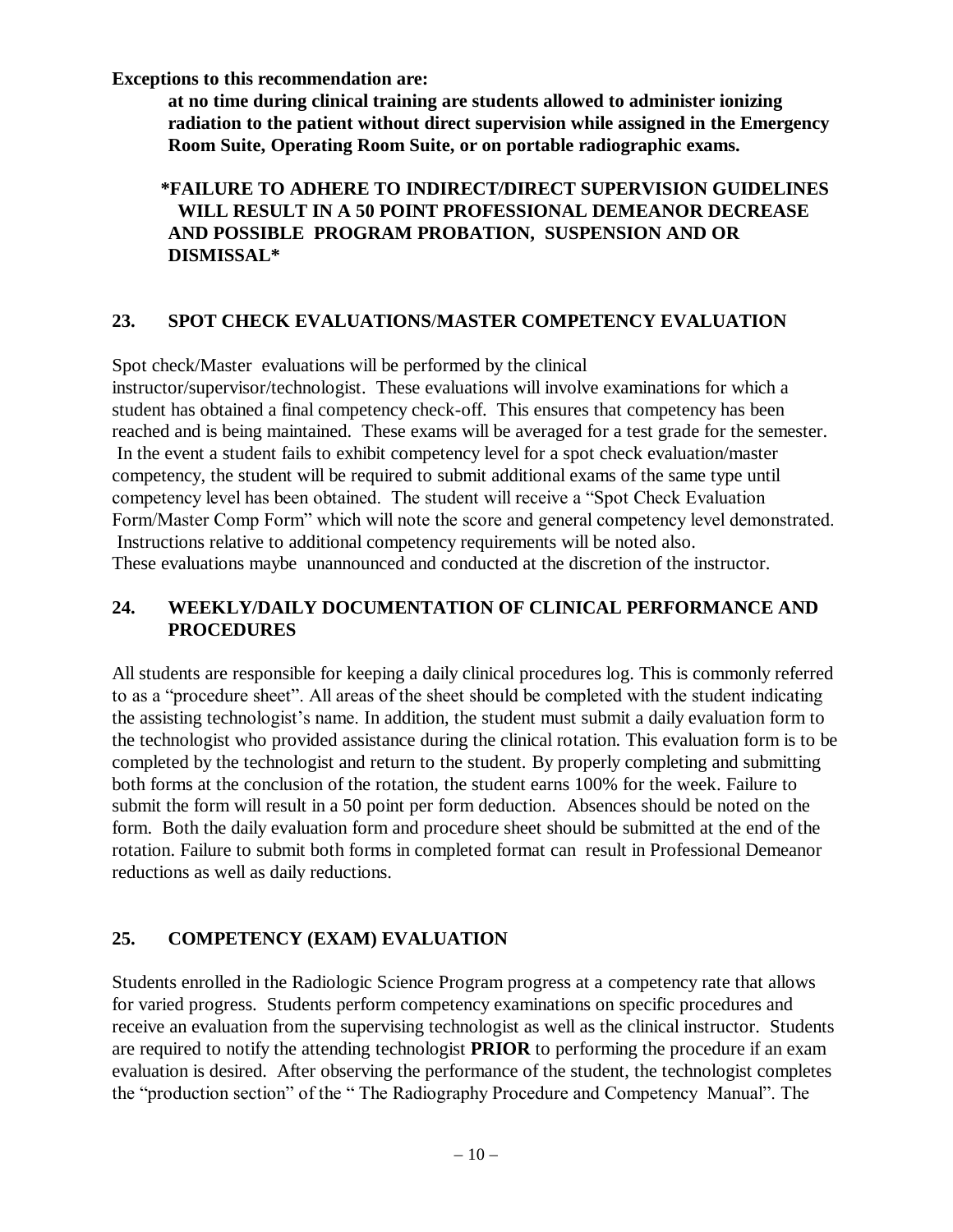**Exceptions to this recommendation are:**

**at no time during clinical training are students allowed to administer ionizing radiation to the patient without direct supervision while assigned in the Emergency Room Suite, Operating Room Suite, or on portable radiographic exams.**

**\*FAILURE TO ADHERE TO INDIRECT/DIRECT SUPERVISION GUIDELINES WILL RESULT IN A 50 POINT PROFESSIONAL DEMEANOR DECREASE AND POSSIBLE PROGRAM PROBATION, SUSPENSION AND OR DISMISSAL\***

## 23. SPOT CHECK EVALUATIONS/MASTER COMPETENCY EVALUATION

Spot check/Master evaluations will be performed by the clinical instructor/supervisor/technologist. These evaluations will involve examinations for which a student has obtained a final competency check-off. This ensures that competency has been reached and is being maintained. These exams will be averaged for a test grade for the semester. In the event a student fails to exhibit competency level for a spot check evaluation/master competency, the student will be required to submit additional exams of the same type until competency level has been obtained. The student will receive a "Spot Check Evaluation Form/Master Comp Form" which will note the score and general competency level demonstrated. Instructions relative to additional competency requirements will be noted also. These evaluations maybe unannounced and conducted at the discretion of the instructor.

## 24. WEEKLY/DAILY DOCUMENTATION OF CLINICAL PERFORMANCE AND PROCEDURES

All students are responsible for keeping a daily clinical procedures log. This is commonly referred to as a "procedure sheet". All areas of the sheet should be completed with the student indicating the assisting technologist's name. In addition, the student must submit a daily evaluation form to the technologist who provided assistance during the clinical rotation. This evaluation form is to be completed by the technologist and return to the student. By properly completing and submitting both forms at the conclusion of the rotation, the student earns 100% for the week. Failure to submit the form will result in a 50 point per form deduction. Absences should be noted on the form. Both the daily evaluation form and procedure sheet should be submitted at the end of the rotation. Failure to submit both forms in completed format can result in Professional Demeanor reductions as well as daily reductions.

## 25. COMPETENCY (EXAM) EVALUATION

Students enrolled in the Radiologic Science Program progress at a competency rate that allows for varied progress. Students perform competency examinations on specific procedures and receive an evaluation from the supervising technologist as well as the clinical instructor. Students are required to notify the attending technologist **PRIOR** to performing the procedure if an exam evaluation is desired. After observing the performance of the student, the technologist completes the "production section" of the " The Radiography Procedure and Competency Manual". The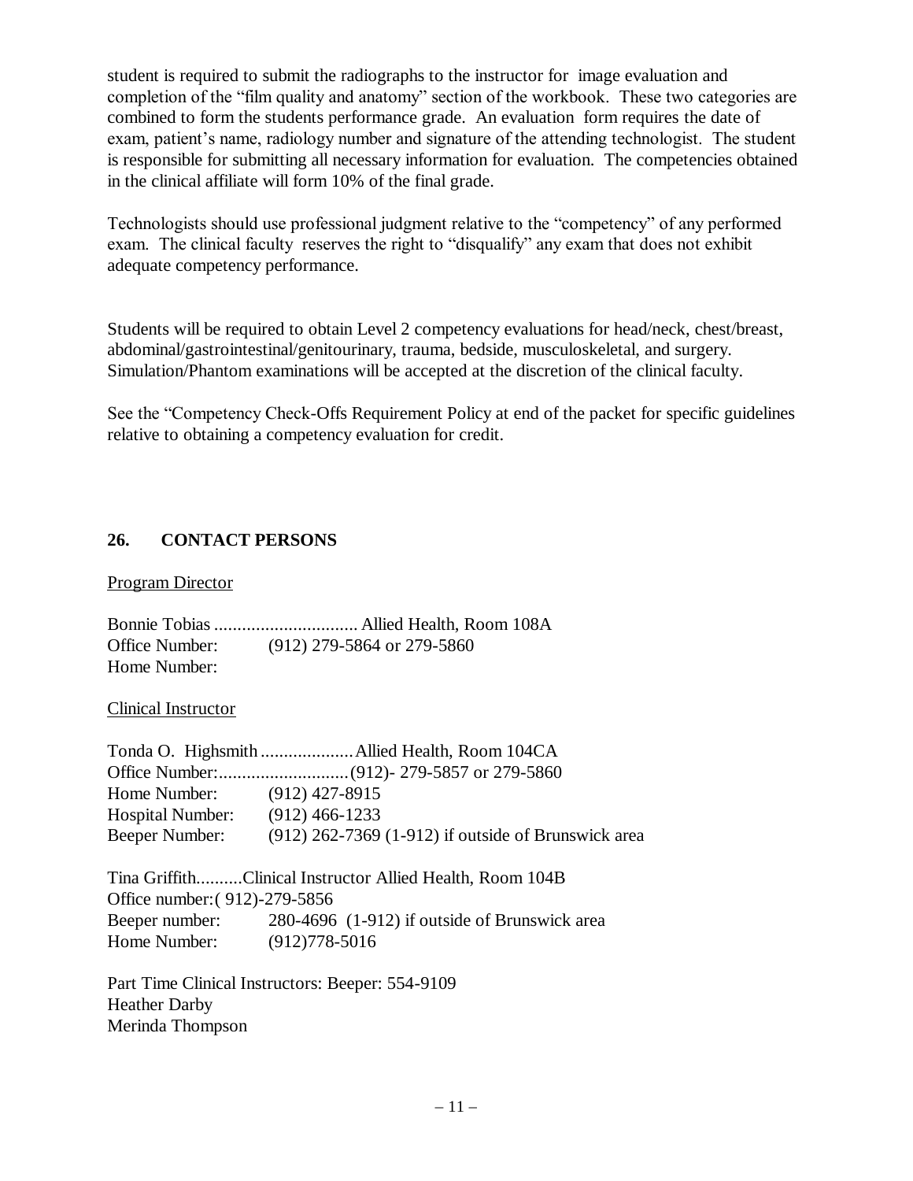student is required to submit the radiographs to the instructor for image evaluation and completion of the "film quality and anatomy" section of the workbook. These two categories are combined to form the students performance grade. An evaluation form requires the date of exam, patient's name, radiology number and signature of the attending technologist. The student is responsible for submitting all necessary information for evaluation. The competencies obtained in the clinical affiliate will form 10% of the final grade.

Technologists should use professional judgment relative to the "competency" of any performed exam. The clinical faculty reserves the right to "disqualify" any exam that does not exhibit adequate competency performance.

Students will be required to obtain Level 2 competency evaluations for head/neck, chest/breast, abdominal/gastrointestinal/genitourinary, trauma, bedside, musculoskeletal, and surgery. Simulation/Phantom examinations will be accepted at the discretion of the clinical faculty.

See the "Competency Check-Offs Requirement Policy at end of the packet for specific guidelines relative to obtaining a competency evaluation for credit.

## 26. CONTACT PERSONS

<u>Program Director</u>

Bonnie Tobias ............................... Allied Health, Room 108A
Office Number: (912) 279-5864 or 279-5860
Home Number:

<u>Clinical Instructor</u>

Tonda O. Highsmith .................... Allied Health, Room 104CA
Office Number:............................(912)- 279-5857 or 279-5860
Home Number: (912) 427-8915
Hospital Number: (912) 466-1233
Beeper Number: (912) 262-7369 (1-912) if outside of Brunswick area

Tina Griffith..........Clinical Instructor Allied Health, Room 104B
Office number:( 912)-279-5856
Beeper number: 280-4696 (1-912) if outside of Brunswick area
Home Number: (912)778-5016

Part Time Clinical Instructors: Beeper: 554-9109
Heather Darby
Merinda Thompson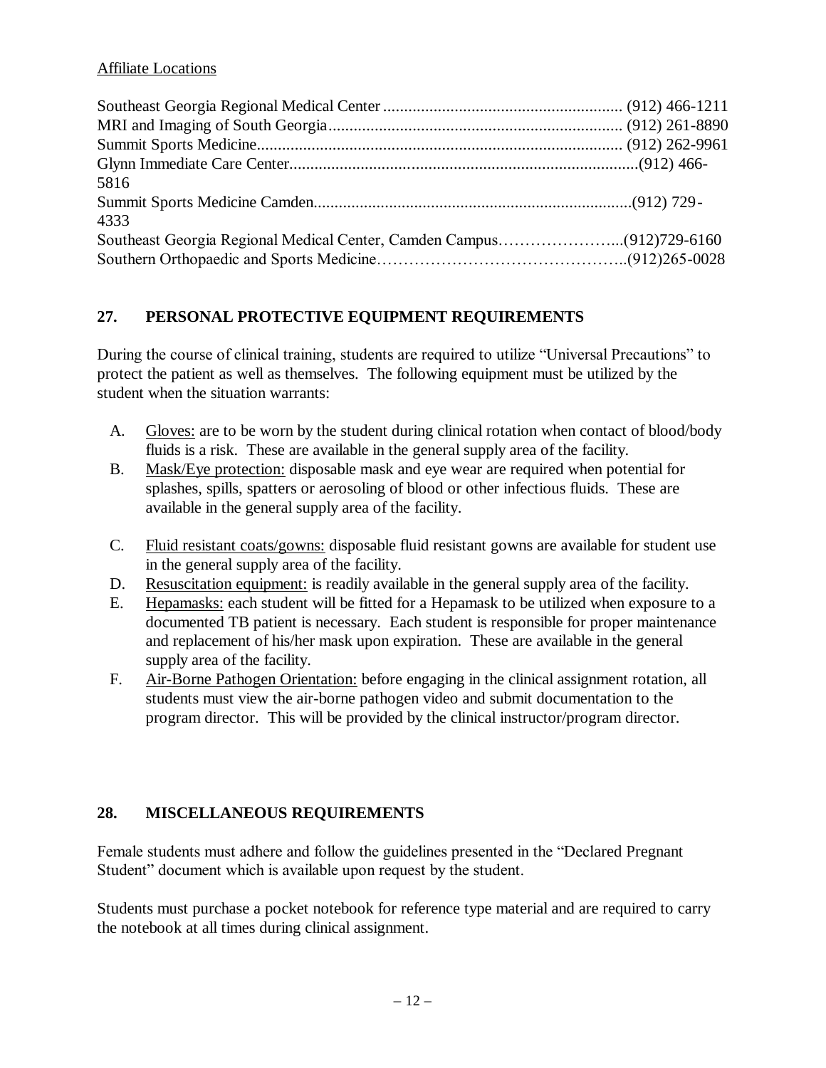Affiliate Locations

Southeast Georgia Regional Medical Center ......................................................... (912) 466-1211
MRI and Imaging of South Georgia...................................................................... (912) 261-8890
Summit Sports Medicine....................................................................................... (912) 262-9961
Glynn Immediate Care Center...................................................................................(912) 466-5816
Summit Sports Medicine Camden............................................................................(912) 729-4333
Southeast Georgia Regional Medical Center, Camden Campus…………………...(912)729-6160
Southern Orthopaedic and Sports Medicine……………………………………...(912)265-0028

## 27. PERSONAL PROTECTIVE EQUIPMENT REQUIREMENTS

During the course of clinical training, students are required to utilize "Universal Precautions" to protect the patient as well as themselves. The following equipment must be utilized by the student when the situation warrants:

A. Gloves: are to be worn by the student during clinical rotation when contact of blood/body fluids is a risk. These are available in the general supply area of the facility.
B. Mask/Eye protection: disposable mask and eye wear are required when potential for splashes, spills, spatters or aerosoling of blood or other infectious fluids. These are available in the general supply area of the facility.
C. Fluid resistant coats/gowns: disposable fluid resistant gowns are available for student use in the general supply area of the facility.
D. Resuscitation equipment: is readily available in the general supply area of the facility.
E. Hepamasks: each student will be fitted for a Hepamask to be utilized when exposure to a documented TB patient is necessary. Each student is responsible for proper maintenance and replacement of his/her mask upon expiration. These are available in the general supply area of the facility.
F. Air-Borne Pathogen Orientation: before engaging in the clinical assignment rotation, all students must view the air-borne pathogen video and submit documentation to the program director. This will be provided by the clinical instructor/program director.

## 28. MISCELLANEOUS REQUIREMENTS

Female students must adhere and follow the guidelines presented in the "Declared Pregnant Student" document which is available upon request by the student.

Students must purchase a pocket notebook for reference type material and are required to carry the notebook at all times during clinical assignment.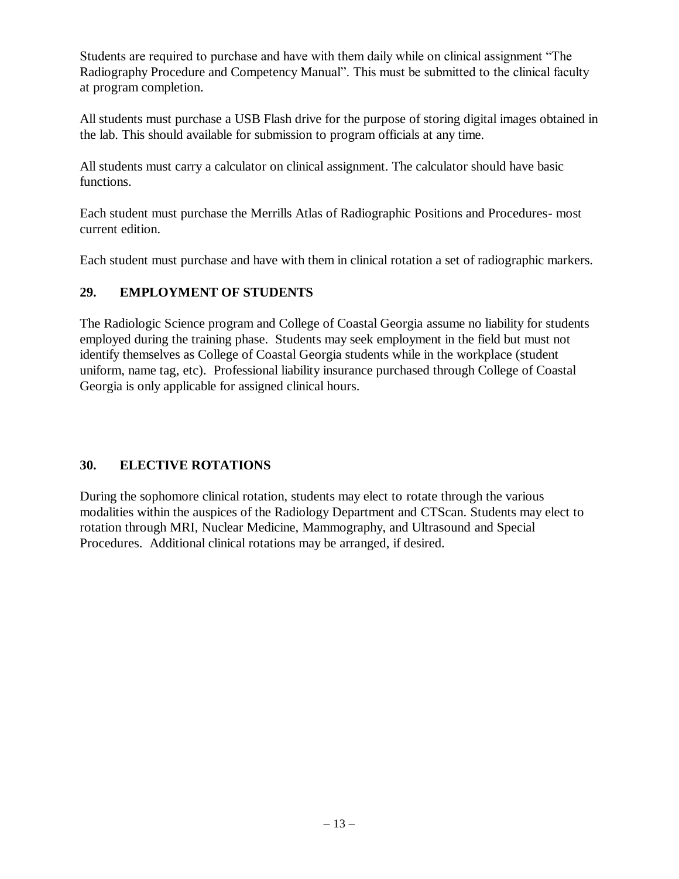Students are required to purchase and have with them daily while on clinical assignment “The Radiography Procedure and Competency Manual”. This must be submitted to the clinical faculty at program completion.

All students must purchase a USB Flash drive for the purpose of storing digital images obtained in the lab. This should available for submission to program officials at any time.

All students must carry a calculator on clinical assignment. The calculator should have basic functions.

Each student must purchase the Merrills Atlas of Radiographic Positions and Procedures- most current edition.

Each student must purchase and have with them in clinical rotation a set of radiographic markers.

## 29. EMPLOYMENT OF STUDENTS

The Radiologic Science program and College of Coastal Georgia assume no liability for students employed during the training phase. Students may seek employment in the field but must not identify themselves as College of Coastal Georgia students while in the workplace (student uniform, name tag, etc). Professional liability insurance purchased through College of Coastal Georgia is only applicable for assigned clinical hours.

## 30. ELECTIVE ROTATIONS

During the sophomore clinical rotation, students may elect to rotate through the various modalities within the auspices of the Radiology Department and CTScan. Students may elect to rotation through MRI, Nuclear Medicine, Mammography, and Ultrasound and Special Procedures. Additional clinical rotations may be arranged, if desired.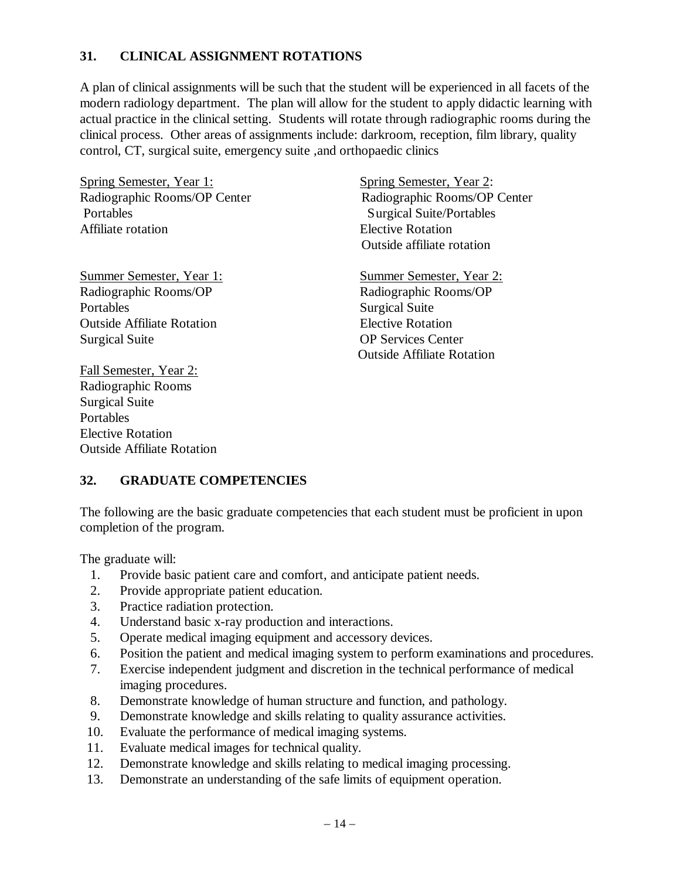## 31. CLINICAL ASSIGNMENT ROTATIONS

A plan of clinical assignments will be such that the student will be experienced in all facets of the modern radiology department. The plan will allow for the student to apply didactic learning with actual practice in the clinical setting. Students will rotate through radiographic rooms during the clinical process. Other areas of assignments include: darkroom, reception, film library, quality control, CT, surgical suite, emergency suite ,and orthopaedic clinics

<u>Spring Semester, Year 1:</u>
Radiographic Rooms/OP Center
Portables
Affiliate rotation

<u>Summer Semester, Year 1:</u>
Radiographic Rooms/OP
Portables
Outside Affiliate Rotation
Surgical Suite

<u>Fall Semester, Year 2:</u>
Radiographic Rooms
Surgical Suite
Portables
Elective Rotation
Outside Affiliate Rotation

<u>Spring Semester, Year 2</u>:
Radiographic Rooms/OP Center
Surgical Suite/Portables
Elective Rotation
Outside affiliate rotation

<u>Summer Semester, Year 2:</u>
Radiographic Rooms/OP
Surgical Suite
Elective Rotation
OP Services Center
Outside Affiliate Rotation

## 32. GRADUATE COMPETENCIES

The following are the basic graduate competencies that each student must be proficient in upon completion of the program.

The graduate will:

1. Provide basic patient care and comfort, and anticipate patient needs.
2. Provide appropriate patient education.
3. Practice radiation protection.
4. Understand basic x-ray production and interactions.
5. Operate medical imaging equipment and accessory devices.
6. Position the patient and medical imaging system to perform examinations and procedures.
7. Exercise independent judgment and discretion in the technical performance of medical imaging procedures.
8. Demonstrate knowledge of human structure and function, and pathology.
9. Demonstrate knowledge and skills relating to quality assurance activities.
10. Evaluate the performance of medical imaging systems.
11. Evaluate medical images for technical quality.
12. Demonstrate knowledge and skills relating to medical imaging processing.
13. Demonstrate an understanding of the safe limits of equipment operation.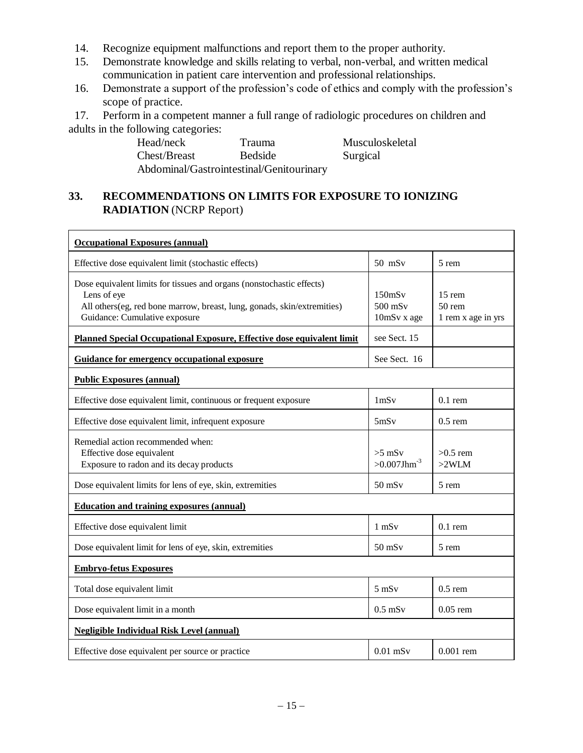14. Recognize equipment malfunctions and report them to the proper authority.
15. Demonstrate knowledge and skills relating to verbal, non-verbal, and written medical communication in patient care intervention and professional relationships.
16. Demonstrate a support of the profession's code of ethics and comply with the profession's scope of practice.
17. Perform in a competent manner a full range of radiologic procedures on children and adults in the following categories:

| | | |
|---|---|---|
| Head/neck | Trauma | Musculoskeletal |
| Chest/Breast | Bedside | Surgical |
| Abdominal/Gastrointestinal/Genitourinary | | |

## 33. RECOMMENDATIONS ON LIMITS FOR EXPOSURE TO IONIZING RADIATION (NCRP Report)

| **Occupational Exposures (annual)** | | |
|---|---|---|
| Effective dose equivalent limit (stochastic effects) | 50 mSv | 5 rem |
| Dose equivalent limits for tissues and organs (nonstochastic effects)<br>Lens of eye<br>All others(eg, red bone marrow, breast, lung, gonads, skin/extremities)<br>Guidance: Cumulative exposure | <br>150mSv<br>500 mSv<br>10mSv x age | <br>15 rem<br>50 rem<br>1 rem x age in yrs |
| **Planned Special Occupational Exposure, Effective dose equivalent limit** | see Sect. 15 | |
| **Guidance for emergency occupational exposure** | See Sect. 16 | |
| **Public Exposures (annual)** | | |
| Effective dose equivalent limit, continuous or frequent exposure | 1mSv | 0.1 rem |
| Effective dose equivalent limit, infrequent exposure | 5mSv | 0.5 rem |
| Remedial action recommended when:<br>Effective dose equivalent<br>Exposure to radon and its decay products | <br>>5 mSv<br>>0.007Jhm$^{-3}$ | <br>>0.5 rem<br>>2WLM |
| Dose equivalent limits for lens of eye, skin, extremities | 50 mSv | 5 rem |
| **Education and training exposures (annual)** | | |
| Effective dose equivalent limit | 1 mSv | 0.1 rem |
| Dose equivalent limit for lens of eye, skin, extremities | 50 mSv | 5 rem |
| **Embryo-fetus Exposures** | | |
| Total dose equivalent limit | 5 mSv | 0.5 rem |
| Dose equivalent limit in a month | 0.5 mSv | 0.05 rem |
| **Negligible Individual Risk Level (annual)** | | |
| Effective dose equivalent per source or practice | 0.01 mSv | 0.001 rem |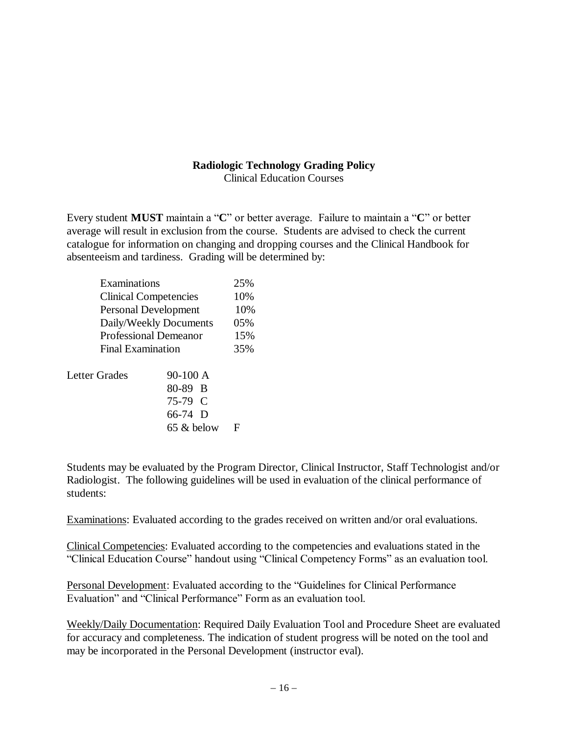# Radiologic Technology Grading Policy

Clinical Education Courses

Every student **MUST** maintain a "**C**" or better average. Failure to maintain a "**C**" or better average will result in exclusion from the course. Students are advised to check the current catalogue for information on changing and dropping courses and the Clinical Handbook for absenteeism and tardiness. Grading will be determined by:

| | |
|---|---|
| Examinations | 25% |
| Clinical Competencies | 10% |
| Personal Development | 10% |
| Daily/Weekly Documents | 05% |
| Professional Demeanor | 15% |
| Final Examination | 35% |

| Letter Grades | | |
|---|---|---|
| | 90-100 | A |
| | 80-89 | B |
| | 75-79 | C |
| | 66-74 | D |
| | 65 & below | F |

Students may be evaluated by the Program Director, Clinical Instructor, Staff Technologist and/or Radiologist. The following guidelines will be used in evaluation of the clinical performance of students:

<u>Examinations</u>: Evaluated according to the grades received on written and/or oral evaluations.

<u>Clinical Competencies</u>: Evaluated according to the competencies and evaluations stated in the "Clinical Education Course" handout using "Clinical Competency Forms" as an evaluation tool.

<u>Personal Development</u>: Evaluated according to the "Guidelines for Clinical Performance Evaluation" and "Clinical Performance" Form as an evaluation tool.

<u>Weekly/Daily Documentation</u>: Required Daily Evaluation Tool and Procedure Sheet are evaluated for accuracy and completeness. The indication of student progress will be noted on the tool and may be incorporated in the Personal Development (instructor eval).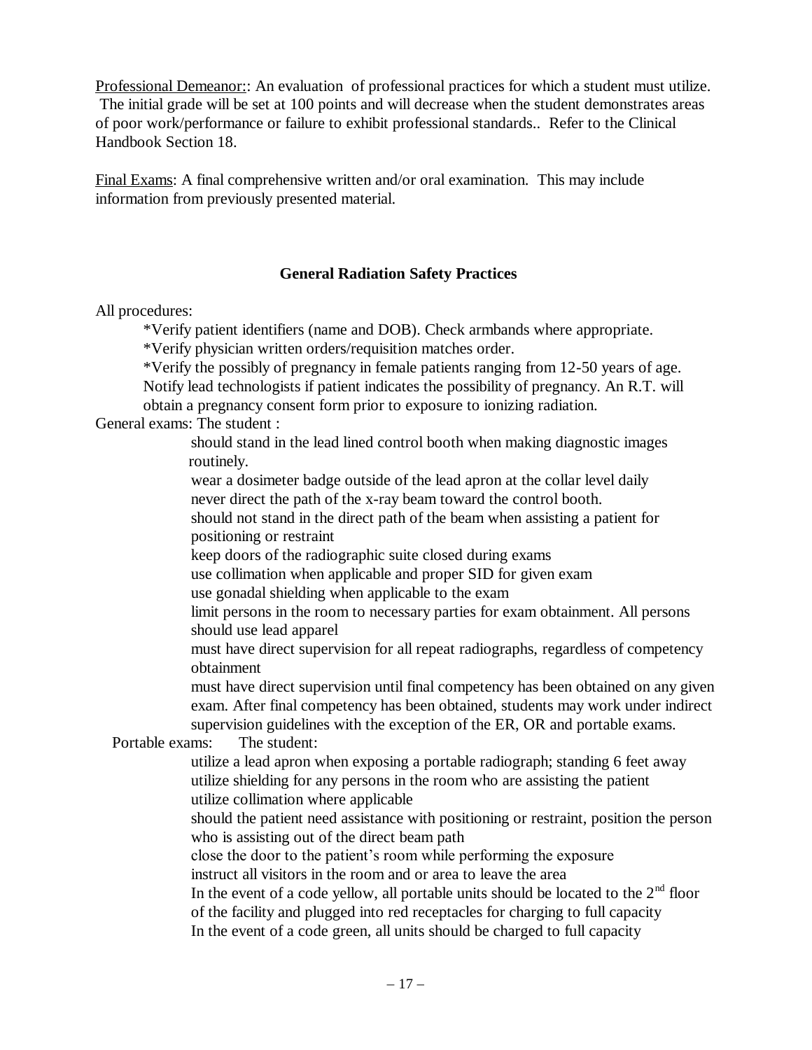Professional Demeanor:: An evaluation of professional practices for which a student must utilize. The initial grade will be set at 100 points and will decrease when the student demonstrates areas of poor work/performance or failure to exhibit professional standards.. Refer to the Clinical Handbook Section 18.

Final Exams: A final comprehensive written and/or oral examination. This may include information from previously presented material.

**General Radiation Safety Practices**

All procedures:

*Verify patient identifiers (name and DOB). Check armbands where appropriate.

*Verify physician written orders/requisition matches order.

*Verify the possibly of pregnancy in female patients ranging from 12-50 years of age. Notify lead technologists if patient indicates the possibility of pregnancy. An R.T. will obtain a pregnancy consent form prior to exposure to ionizing radiation.

General exams: The student :

- should stand in the lead lined control booth when making diagnostic images routinely.
- wear a dosimeter badge outside of the lead apron at the collar level daily
- never direct the path of the x-ray beam toward the control booth.
- should not stand in the direct path of the beam when assisting a patient for positioning or restraint
- keep doors of the radiographic suite closed during exams
- use collimation when applicable and proper SID for given exam
- use gonadal shielding when applicable to the exam
- limit persons in the room to necessary parties for exam obtainment. All persons should use lead apparel
- must have direct supervision for all repeat radiographs, regardless of competency obtainment
- must have direct supervision until final competency has been obtained on any given exam. After final competency has been obtained, students may work under indirect supervision guidelines with the exception of the ER, OR and portable exams.

Portable exams: The student:

- utilize a lead apron when exposing a portable radiograph; standing 6 feet away
- utilize shielding for any persons in the room who are assisting the patient
- utilize collimation where applicable
- should the patient need assistance with positioning or restraint, position the person who is assisting out of the direct beam path
- close the door to the patient's room while performing the exposure
- instruct all visitors in the room and or area to leave the area
- In the event of a code yellow, all portable units should be located to the 2nd floor of the facility and plugged into red receptacles for charging to full capacity
- In the event of a code green, all units should be charged to full capacity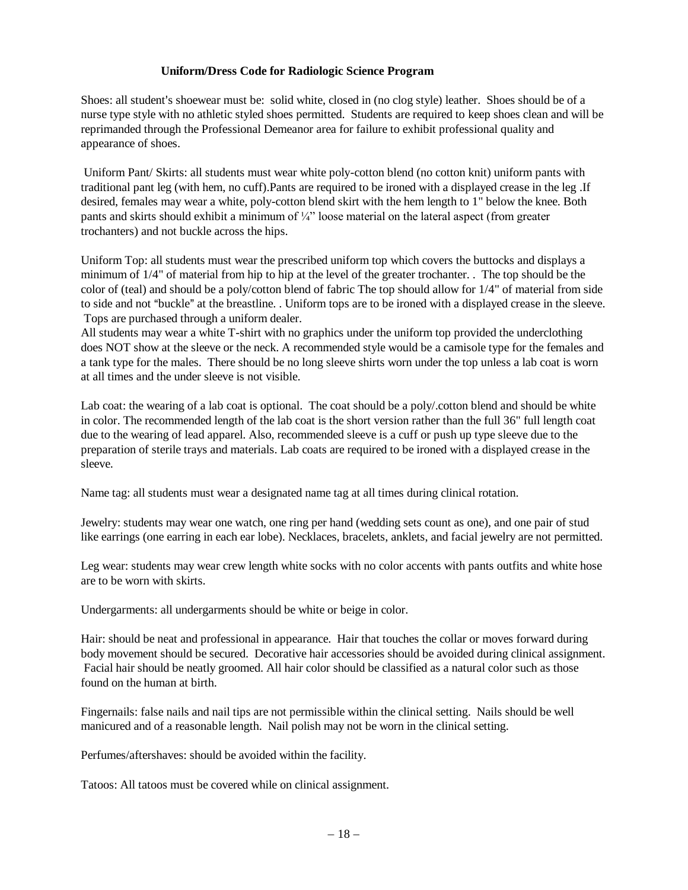## Uniform/Dress Code for Radiologic Science Program

Shoes: all student's shoewear must be: solid white, closed in (no clog style) leather. Shoes should be of a nurse type style with no athletic styled shoes permitted. Students are required to keep shoes clean and will be reprimanded through the Professional Demeanor area for failure to exhibit professional quality and appearance of shoes.

Uniform Pant/ Skirts: all students must wear white poly-cotton blend (no cotton knit) uniform pants with traditional pant leg (with hem, no cuff).Pants are required to be ironed with a displayed crease in the leg .If desired, females may wear a white, poly-cotton blend skirt with the hem length to 1" below the knee. Both pants and skirts should exhibit a minimum of ¼" loose material on the lateral aspect (from greater trochanters) and not buckle across the hips.

Uniform Top: all students must wear the prescribed uniform top which covers the buttocks and displays a minimum of 1/4" of material from hip to hip at the level of the greater trochanter. . The top should be the color of (teal) and should be a poly/cotton blend of fabric The top should allow for 1/4" of material from side to side and not "buckle" at the breastline. . Uniform tops are to be ironed with a displayed crease in the sleeve. Tops are purchased through a uniform dealer.

All students may wear a white T-shirt with no graphics under the uniform top provided the underclothing does NOT show at the sleeve or the neck. A recommended style would be a camisole type for the females and a tank type for the males. There should be no long sleeve shirts worn under the top unless a lab coat is worn at all times and the under sleeve is not visible.

Lab coat: the wearing of a lab coat is optional. The coat should be a poly/.cotton blend and should be white in color. The recommended length of the lab coat is the short version rather than the full 36" full length coat due to the wearing of lead apparel. Also, recommended sleeve is a cuff or push up type sleeve due to the preparation of sterile trays and materials. Lab coats are required to be ironed with a displayed crease in the sleeve.

Name tag: all students must wear a designated name tag at all times during clinical rotation.

Jewelry: students may wear one watch, one ring per hand (wedding sets count as one), and one pair of stud like earrings (one earring in each ear lobe). Necklaces, bracelets, anklets, and facial jewelry are not permitted.

Leg wear: students may wear crew length white socks with no color accents with pants outfits and white hose are to be worn with skirts.

Undergarments: all undergarments should be white or beige in color.

Hair: should be neat and professional in appearance. Hair that touches the collar or moves forward during body movement should be secured. Decorative hair accessories should be avoided during clinical assignment. Facial hair should be neatly groomed. All hair color should be classified as a natural color such as those found on the human at birth.

Fingernails: false nails and nail tips are not permissible within the clinical setting. Nails should be well manicured and of a reasonable length. Nail polish may not be worn in the clinical setting.

Perfumes/aftershaves: should be avoided within the facility.

Tatoos: All tatoos must be covered while on clinical assignment.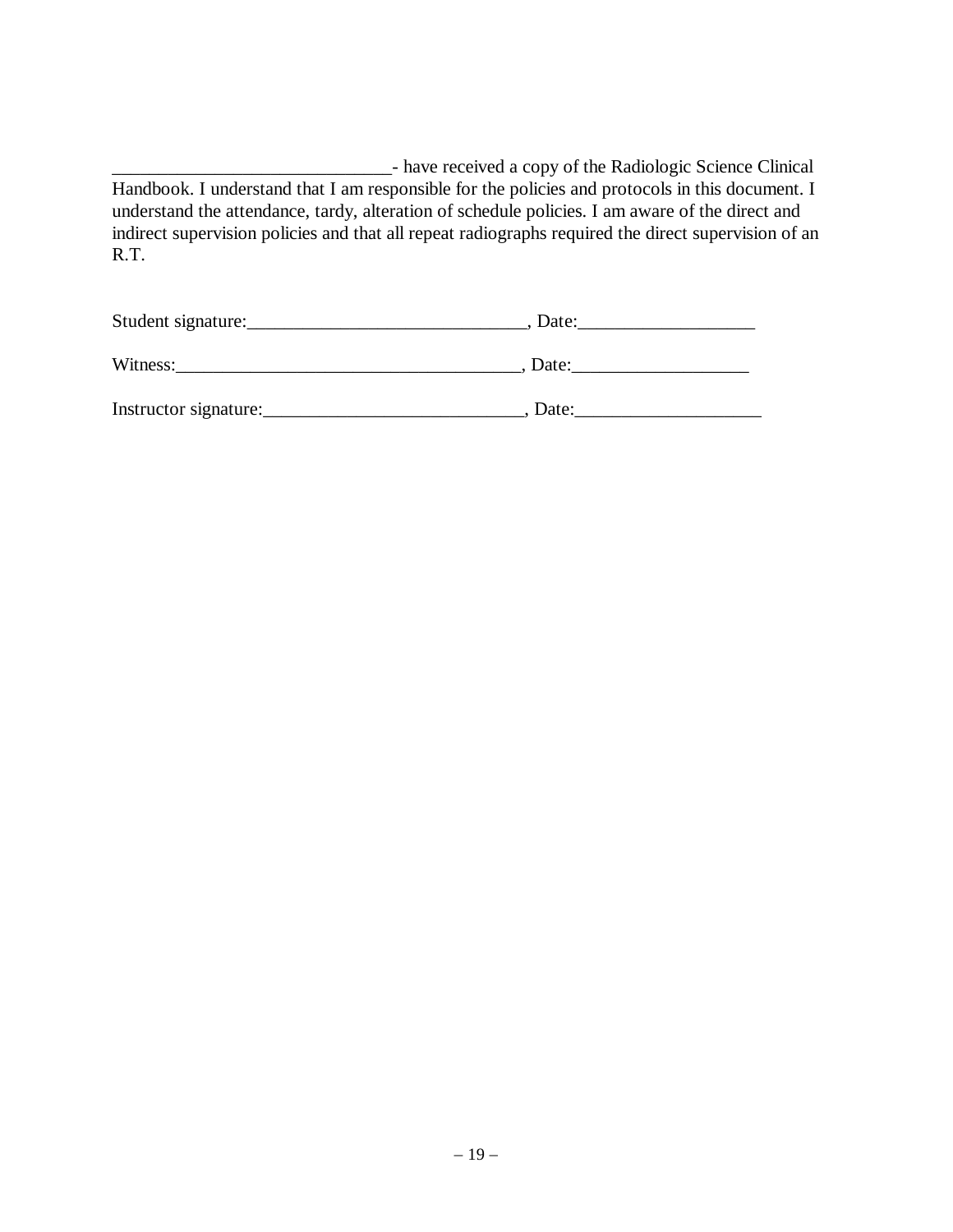______________________________- have received a copy of the Radiologic Science Clinical Handbook. I understand that I am responsible for the policies and protocols in this document. I understand the attendance, tardy, alteration of schedule policies. I am aware of the direct and indirect supervision policies and that all repeat radiographs required the direct supervision of an R.T.

Student signature:______________________________, Date:___________________

Witness:_____________________________________, Date:___________________

Instructor signature:____________________________, Date:____________________